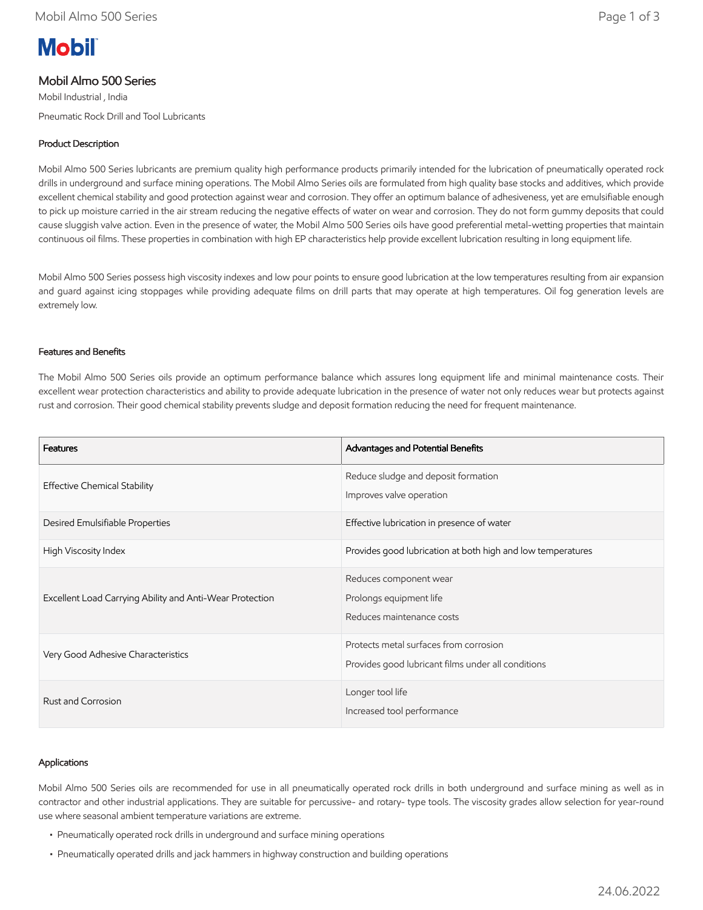# Mobil Almo 500 Series

Mobil Industrial , India

Pneumatic Rock Drill and Tool Lubricants

## Product Description

Mobil Almo 500 Series lubricants are premium quality high performance products primarily intended for the lubrication of pneumatically operated rock drills in underground and surface mining operations. The Mobil Almo Series oils are formulated from high quality base stocks and additives, which provide excellent chemical stability and good protection against wear and corrosion. They offer an optimum balance of adhesiveness, yet are emulsifiable enough to pick up moisture carried in the air stream reducing the negative effects of water on wear and corrosion. They do not form gummy deposits that could cause sluggish valve action. Even in the presence of water, the Mobil Almo 500 Series oils have good preferential metal-wetting properties that maintain continuous oil films. These properties in combination with high EP characteristics help provide excellent lubrication resulting in long equipment life.

Mobil Almo 500 Series possess high viscosity indexes and low pour points to ensure good lubrication at the low temperatures resulting from air expansion and guard against icing stoppages while providing adequate films on drill parts that may operate at high temperatures. Oil fog generation levels are extremely low.

## Features and Benefits

The Mobil Almo 500 Series oils provide an optimum performance balance which assures long equipment life and minimal maintenance costs. Their excellent wear protection characteristics and ability to provide adequate lubrication in the presence of water not only reduces wear but protects against rust and corrosion. Their good chemical stability prevents sludge and deposit formation reducing the need for frequent maintenance.

| Features | Advantages and Potential Benefits |
| --- | --- |
| Effective Chemical Stability | Reduce sludge and deposit formation<br>Improves valve operation |
| Desired Emulsifiable Properties | Effective lubrication in presence of water |
| High Viscosity Index | Provides good lubrication at both high and low temperatures |
| Excellent Load Carrying Ability and Anti-Wear Protection | Reduces component wear<br>Prolongs equipment life<br>Reduces maintenance costs |
| Very Good Adhesive Characteristics | Protects metal surfaces from corrosion<br>Provides good lubricant films under all conditions |
| Rust and Corrosion | Longer tool life<br>Increased tool performance |

## Applications

Mobil Almo 500 Series oils are recommended for use in all pneumatically operated rock drills in both underground and surface mining as well as in contractor and other industrial applications. They are suitable for percussive- and rotary- type tools. The viscosity grades allow selection for year-round use where seasonal ambient temperature variations are extreme.

- Pneumatically operated rock drills in underground and surface mining operations
- Pneumatically operated drills and jack hammers in highway construction and building operations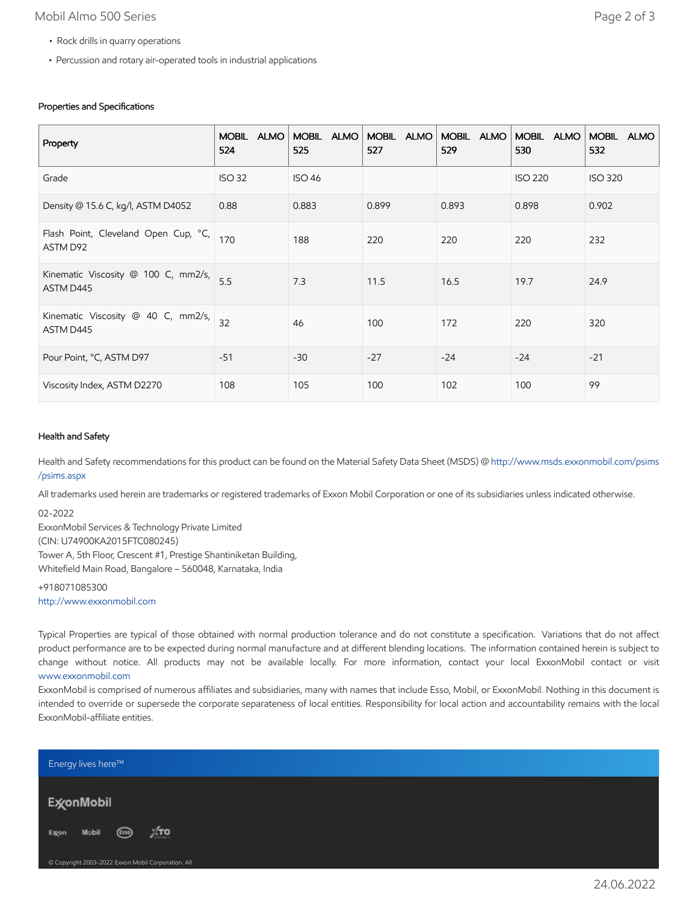- Rock drills in quarry operations
- Percussion and rotary air-operated tools in industrial applications

#### Properties and Specifications

| Property | MOBIL ALMO 524 | MOBIL ALMO 525 | MOBIL ALMO 527 | MOBIL ALMO 529 | MOBIL ALMO 530 | MOBIL ALMO 532 |
|---|---|---|---|---|---|---|
| Grade | ISO 32 | ISO 46 | | | ISO 220 | ISO 320 |
| Density @ 15.6 C, kg/l, ASTM D4052 | 0.88 | 0.883 | 0.899 | 0.893 | 0.898 | 0.902 |
| Flash Point, Cleveland Open Cup, °C, ASTM D92 | 170 | 188 | 220 | 220 | 220 | 232 |
| Kinematic Viscosity @ 100 C, mm2/s, ASTM D445 | 5.5 | 7.3 | 11.5 | 16.5 | 19.7 | 24.9 |
| Kinematic Viscosity @ 40 C, mm2/s, ASTM D445 | 32 | 46 | 100 | 172 | 220 | 320 |
| Pour Point, °C, ASTM D97 | -51 | -30 | -27 | -24 | -24 | -21 |
| Viscosity Index, ASTM D2270 | 108 | 105 | 100 | 102 | 100 | 99 |

#### Health and Safety

Health and Safety recommendations for this product can be found on the Material Safety Data Sheet (MSDS) @ http://www.msds.exxonmobil.com/psims/psims.aspx

All trademarks used herein are trademarks or registered trademarks of Exxon Mobil Corporation or one of its subsidiaries unless indicated otherwise.

02-2022
ExxonMobil Services & Technology Private Limited
(CIN: U74900KA2015FTC080245)
Tower A, 5th Floor, Crescent #1, Prestige Shantiniketan Building,
Whitefield Main Road, Bangalore – 560048, Karnataka, India

+918071085300
http://www.exxonmobil.com

Typical Properties are typical of those obtained with normal production tolerance and do not constitute a specification. Variations that do not affect product performance are to be expected during normal manufacture and at different blending locations. The information contained herein is subject to change without notice. All products may not be available locally. For more information, contact your local ExxonMobil contact or visit www.exxonmobil.com

ExxonMobil is comprised of numerous affiliates and subsidiaries, many with names that include Esso, Mobil, or ExxonMobil. Nothing in this document is intended to override or supersede the corporate separateness of local entities. Responsibility for local action and accountability remains with the local ExxonMobil-affiliate entities.

Energy lives here™

ExxonMobil

Exxon Mobil Esso XTO

© Copyright 2003-2022 Exxon Mobil Corporation. All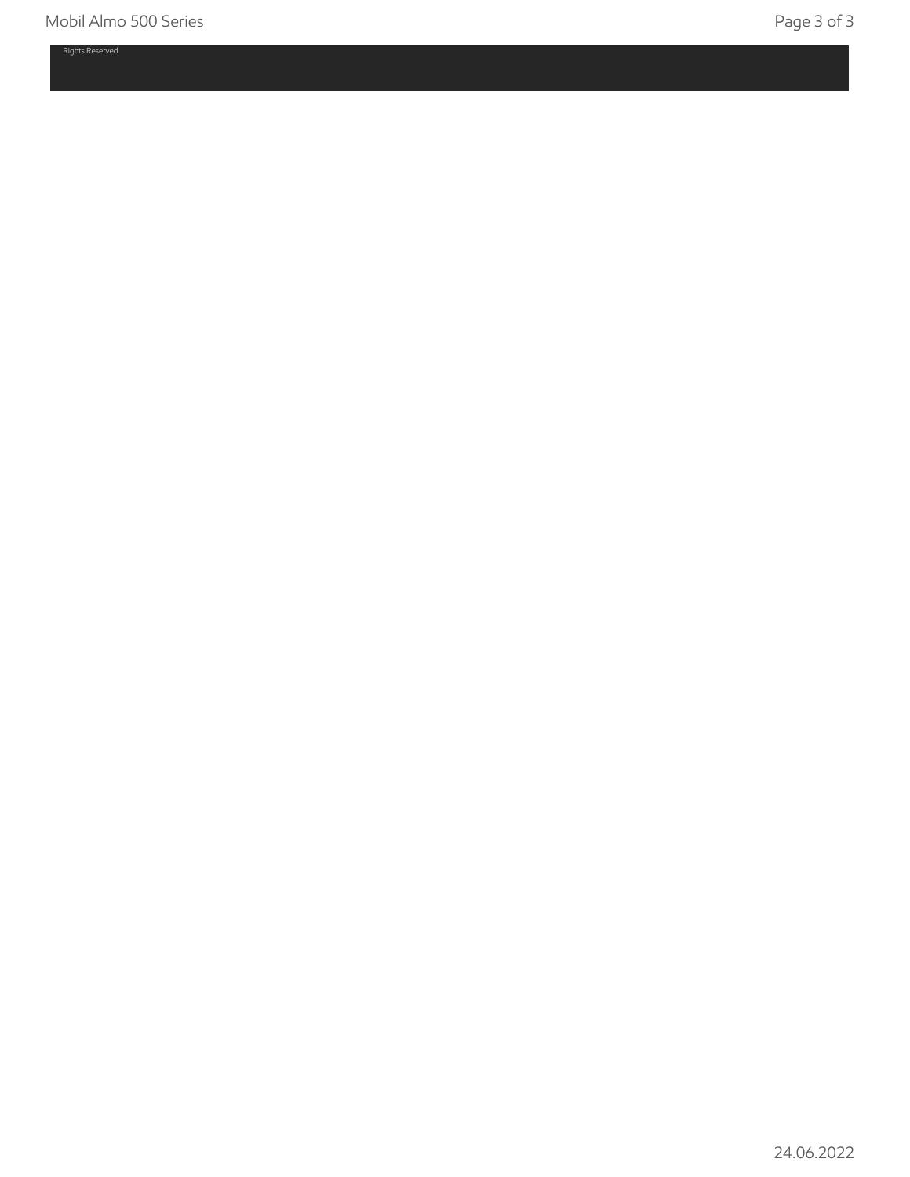Rights Reserved